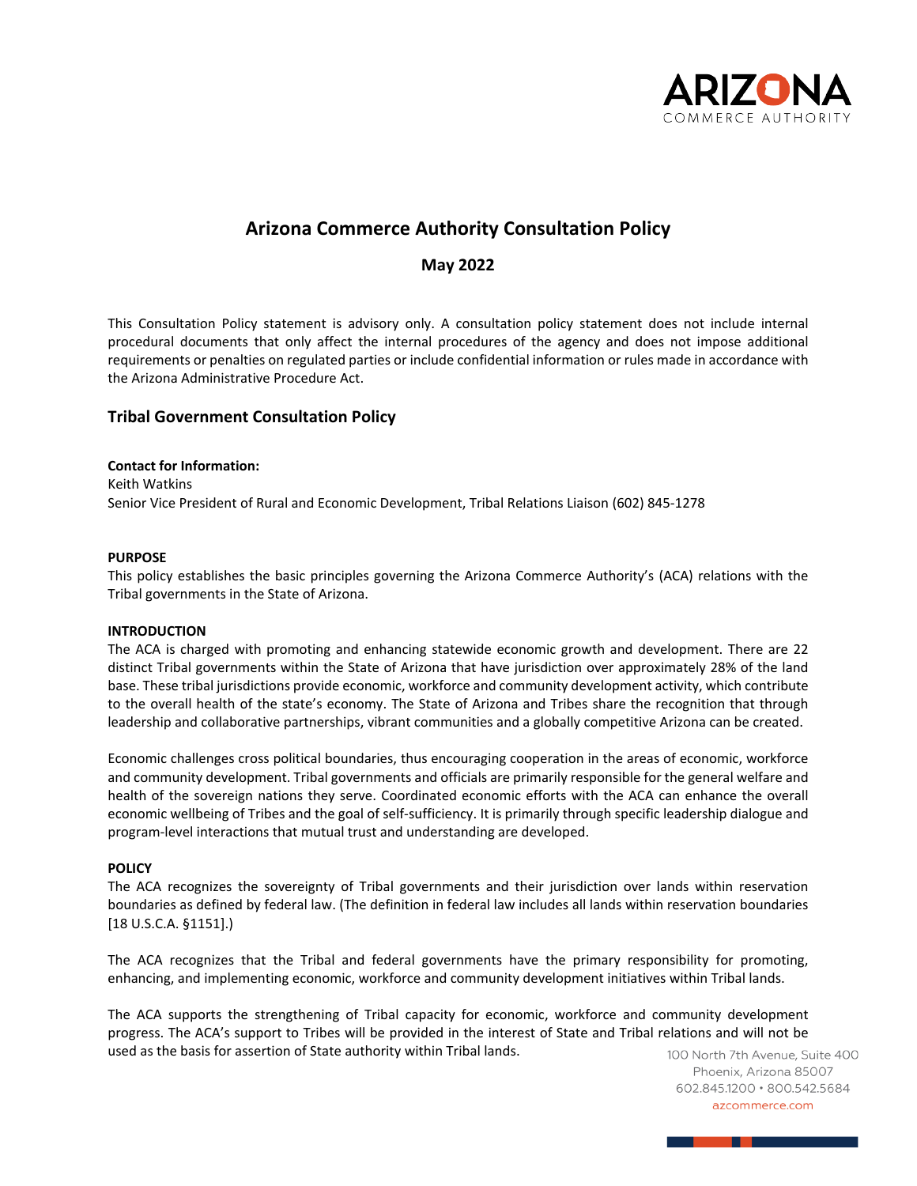# Arizona Commerce Authority Consultation Policy

**May 2022**

This Consultation Policy statement is advisory only. A consultation policy statement does not include internal procedural documents that only affect the internal procedures of the agency and does not impose additional requirements or penalties on regulated parties or include confidential information or rules made in accordance with the Arizona Administrative Procedure Act.

## Tribal Government Consultation Policy

**Contact for Information:**
Keith Watkins
Senior Vice President of Rural and Economic Development, Tribal Relations Liaison (602) 845-1278

**PURPOSE**

This policy establishes the basic principles governing the Arizona Commerce Authority's (ACA) relations with the Tribal governments in the State of Arizona.

**INTRODUCTION**

The ACA is charged with promoting and enhancing statewide economic growth and development. There are 22 distinct Tribal governments within the State of Arizona that have jurisdiction over approximately 28% of the land base. These tribal jurisdictions provide economic, workforce and community development activity, which contribute to the overall health of the state's economy. The State of Arizona and Tribes share the recognition that through leadership and collaborative partnerships, vibrant communities and a globally competitive Arizona can be created.

Economic challenges cross political boundaries, thus encouraging cooperation in the areas of economic, workforce and community development. Tribal governments and officials are primarily responsible for the general welfare and health of the sovereign nations they serve. Coordinated economic efforts with the ACA can enhance the overall economic wellbeing of Tribes and the goal of self-sufficiency. It is primarily through specific leadership dialogue and program-level interactions that mutual trust and understanding are developed.

**POLICY**

The ACA recognizes the sovereignty of Tribal governments and their jurisdiction over lands within reservation boundaries as defined by federal law. (The definition in federal law includes all lands within reservation boundaries [18 U.S.C.A. §1151].)

The ACA recognizes that the Tribal and federal governments have the primary responsibility for promoting, enhancing, and implementing economic, workforce and community development initiatives within Tribal lands.

The ACA supports the strengthening of Tribal capacity for economic, workforce and community development progress. The ACA's support to Tribes will be provided in the interest of State and Tribal relations and will not be used as the basis for assertion of State authority within Tribal lands.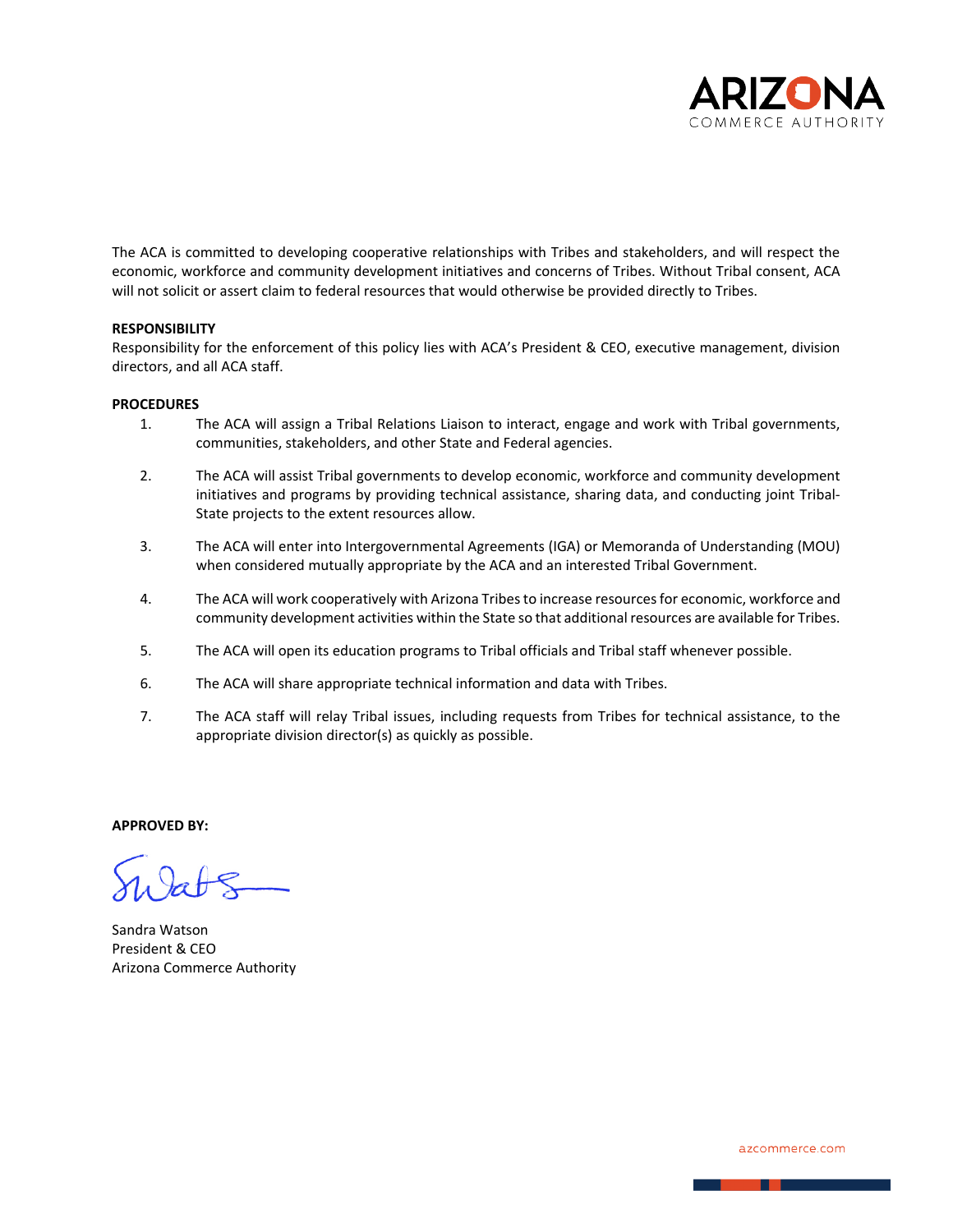The ACA is committed to developing cooperative relationships with Tribes and stakeholders, and will respect the economic, workforce and community development initiatives and concerns of Tribes. Without Tribal consent, ACA will not solicit or assert claim to federal resources that would otherwise be provided directly to Tribes.

**RESPONSIBILITY**

Responsibility for the enforcement of this policy lies with ACA's President & CEO, executive management, division directors, and all ACA staff.

**PROCEDURES**

1. The ACA will assign a Tribal Relations Liaison to interact, engage and work with Tribal governments, communities, stakeholders, and other State and Federal agencies.

2. The ACA will assist Tribal governments to develop economic, workforce and community development initiatives and programs by providing technical assistance, sharing data, and conducting joint Tribal-State projects to the extent resources allow.

3. The ACA will enter into Intergovernmental Agreements (IGA) or Memoranda of Understanding (MOU) when considered mutually appropriate by the ACA and an interested Tribal Government.

4. The ACA will work cooperatively with Arizona Tribes to increase resources for economic, workforce and community development activities within the State so that additional resources are available for Tribes.

5. The ACA will open its education programs to Tribal officials and Tribal staff whenever possible.

6. The ACA will share appropriate technical information and data with Tribes.

7. The ACA staff will relay Tribal issues, including requests from Tribes for technical assistance, to the appropriate division director(s) as quickly as possible.

**APPROVED BY:**

Sandra Watson
President & CEO
Arizona Commerce Authority